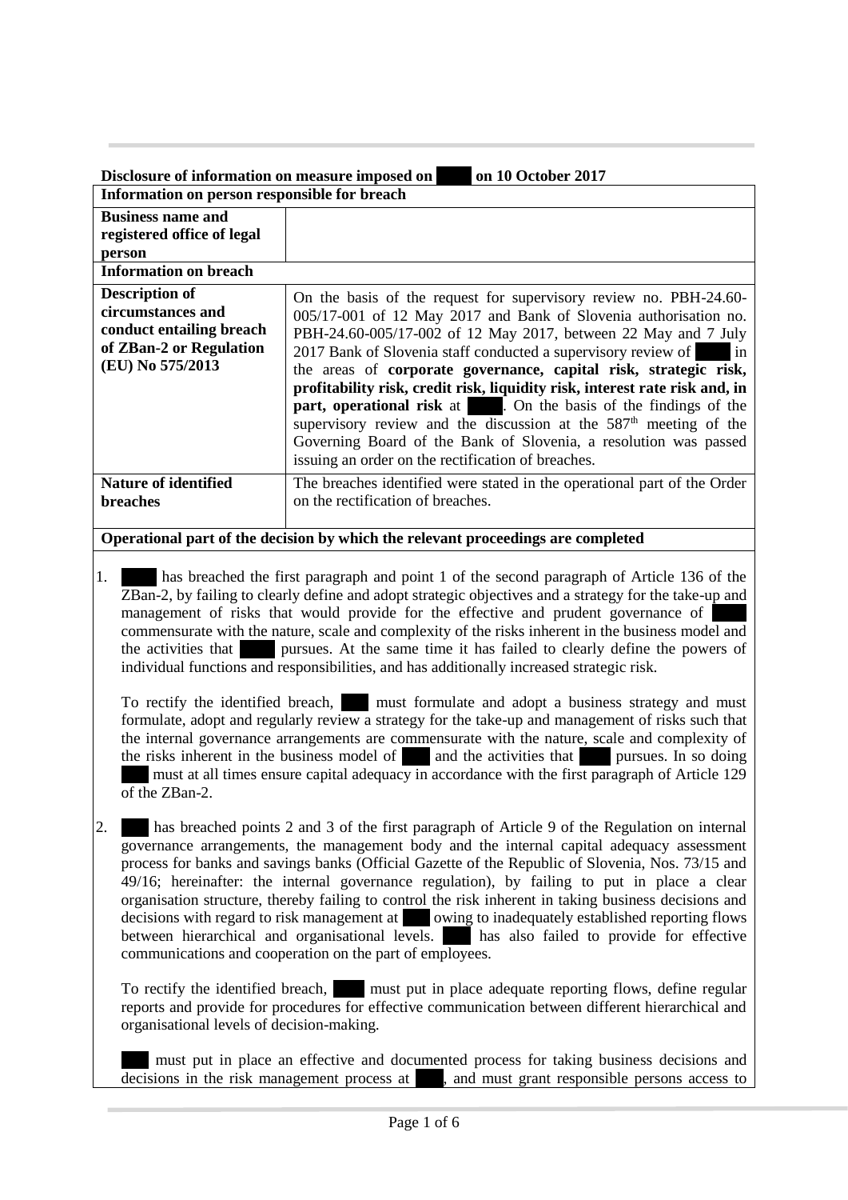**Disclosure of information on measure imposed on ████ on 10 October 2017**

| | |
|---|---|
| **Information on person responsible for breach** | |
| **Business name and registered office of legal person** | |
| **Information on breach** | |
| **Description of circumstances and conduct entailing breach of ZBan-2 or Regulation (EU) No 575/2013** | On the basis of the request for supervisory review no. PBH-24.60-005/17-001 of 12 May 2017 and Bank of Slovenia authorisation no. PBH-24.60-005/17-002 of 12 May 2017, between 22 May and 7 July 2017 Bank of Slovenia staff conducted a supervisory review of ████ in the areas of **corporate governance, capital risk, strategic risk, profitability risk, credit risk, liquidity risk, interest rate risk and, in part, operational risk** at ████. On the basis of the findings of the supervisory review and the discussion at the 587th meeting of the Governing Board of the Bank of Slovenia, a resolution was passed issuing an order on the rectification of breaches. |
| **Nature of identified breaches** | The breaches identified were stated in the operational part of the Order on the rectification of breaches. |

**Operational part of the decision by which the relevant proceedings are completed**

1. ████ has breached the first paragraph and point 1 of the second paragraph of Article 136 of the ZBan-2, by failing to clearly define and adopt strategic objectives and a strategy for the take-up and management of risks that would provide for the effective and prudent governance of ████ commensurate with the nature, scale and complexity of the risks inherent in the business model and the activities that ████ pursues. At the same time it has failed to clearly define the powers of individual functions and responsibilities, and has additionally increased strategic risk.

   To rectify the identified breach, ████ must formulate and adopt a business strategy and must formulate, adopt and regularly review a strategy for the take-up and management of risks such that the internal governance arrangements are commensurate with the nature, scale and complexity of the risks inherent in the business model of ████ and the activities that ████ pursues. In so doing ████ must at all times ensure capital adequacy in accordance with the first paragraph of Article 129 of the ZBan-2.

2. ████ has breached points 2 and 3 of the first paragraph of Article 9 of the Regulation on internal governance arrangements, the management body and the internal capital adequacy assessment process for banks and savings banks (Official Gazette of the Republic of Slovenia, Nos. 73/15 and 49/16; hereinafter: the internal governance regulation), by failing to put in place a clear organisation structure, thereby failing to control the risk inherent in taking business decisions and decisions with regard to risk management at ████ owing to inadequately established reporting flows between hierarchical and organisational levels. ████ has also failed to provide for effective communications and cooperation on the part of employees.

   To rectify the identified breach, ████ must put in place adequate reporting flows, define regular reports and provide for procedures for effective communication between different hierarchical and organisational levels of decision-making.

   ████ must put in place an effective and documented process for taking business decisions and decisions in the risk management process at ████, and must grant responsible persons access to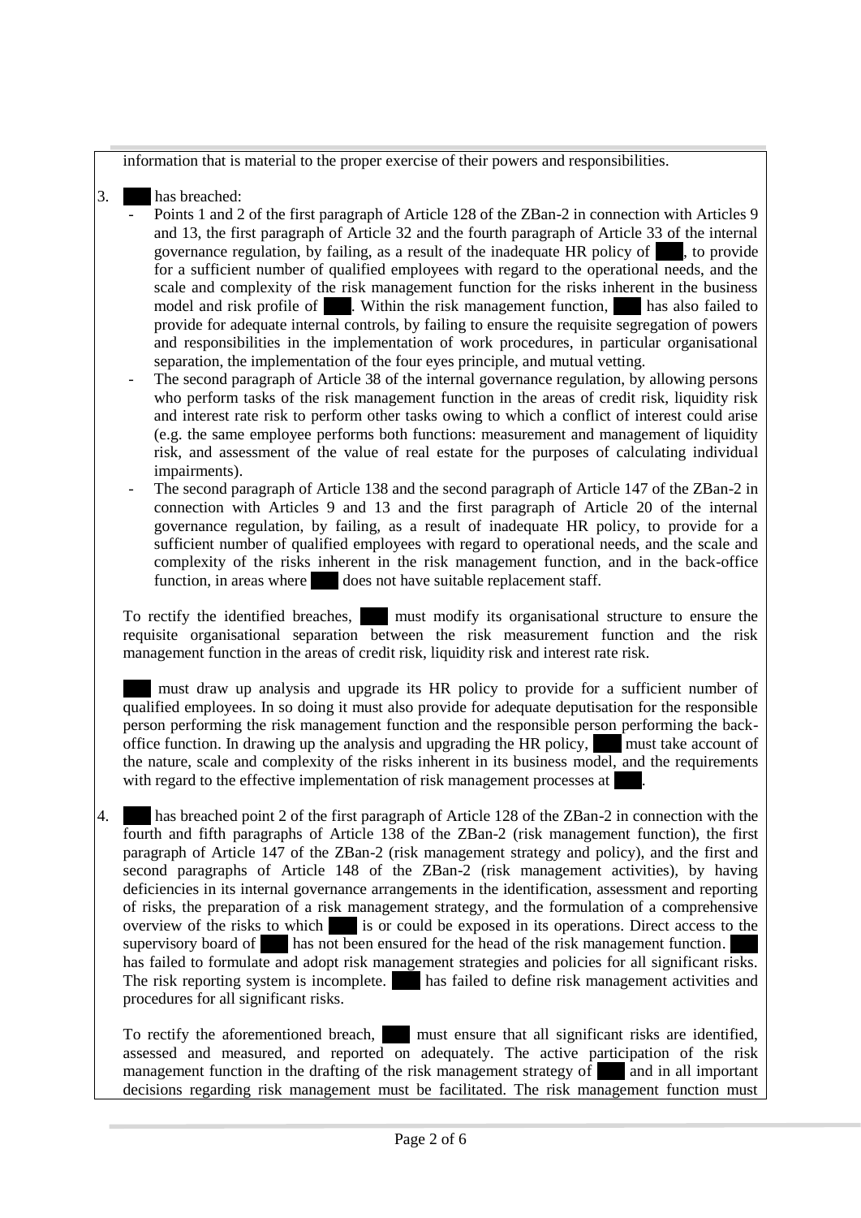information that is material to the proper exercise of their powers and responsibilities.

3. ████ has breached:
   - Points 1 and 2 of the first paragraph of Article 128 of the ZBan-2 in connection with Articles 9 and 13, the first paragraph of Article 32 and the fourth paragraph of Article 33 of the internal governance regulation, by failing, as a result of the inadequate HR policy of ████, to provide for a sufficient number of qualified employees with regard to the operational needs, and the scale and complexity of the risk management function for the risks inherent in the business model and risk profile of ████. Within the risk management function, ████ has also failed to provide for adequate internal controls, by failing to ensure the requisite segregation of powers and responsibilities in the implementation of work procedures, in particular organisational separation, the implementation of the four eyes principle, and mutual vetting.
   - The second paragraph of Article 38 of the internal governance regulation, by allowing persons who perform tasks of the risk management function in the areas of credit risk, liquidity risk and interest rate risk to perform other tasks owing to which a conflict of interest could arise (e.g. the same employee performs both functions: measurement and management of liquidity risk, and assessment of the value of real estate for the purposes of calculating individual impairments).
   - The second paragraph of Article 138 and the second paragraph of Article 147 of the ZBan-2 in connection with Articles 9 and 13 and the first paragraph of Article 20 of the internal governance regulation, by failing, as a result of inadequate HR policy, to provide for a sufficient number of qualified employees with regard to operational needs, and the scale and complexity of the risks inherent in the risk management function, and in the back-office function, in areas where ████ does not have suitable replacement staff.

   To rectify the identified breaches, ████ must modify its organisational structure to ensure the requisite organisational separation between the risk measurement function and the risk management function in the areas of credit risk, liquidity risk and interest rate risk.

   ████ must draw up analysis and upgrade its HR policy to provide for a sufficient number of qualified employees. In so doing it must also provide for adequate deputisation for the responsible person performing the risk management function and the responsible person performing the back-office function. In drawing up the analysis and upgrading the HR policy, ████ must take account of the nature, scale and complexity of the risks inherent in its business model, and the requirements with regard to the effective implementation of risk management processes at ████.

4. ████ has breached point 2 of the first paragraph of Article 128 of the ZBan-2 in connection with the fourth and fifth paragraphs of Article 138 of the ZBan-2 (risk management function), the first paragraph of Article 147 of the ZBan-2 (risk management strategy and policy), and the first and second paragraphs of Article 148 of the ZBan-2 (risk management activities), by having deficiencies in its internal governance arrangements in the identification, assessment and reporting of risks, the preparation of a risk management strategy, and the formulation of a comprehensive overview of the risks to which ████ is or could be exposed in its operations. Direct access to the supervisory board of ████ has not been ensured for the head of the risk management function. ████ has failed to formulate and adopt risk management strategies and policies for all significant risks. The risk reporting system is incomplete. ████ has failed to define risk management activities and procedures for all significant risks.

   To rectify the aforementioned breach, ████ must ensure that all significant risks are identified, assessed and measured, and reported on adequately. The active participation of the risk management function in the drafting of the risk management strategy of ████ and in all important decisions regarding risk management must be facilitated. The risk management function must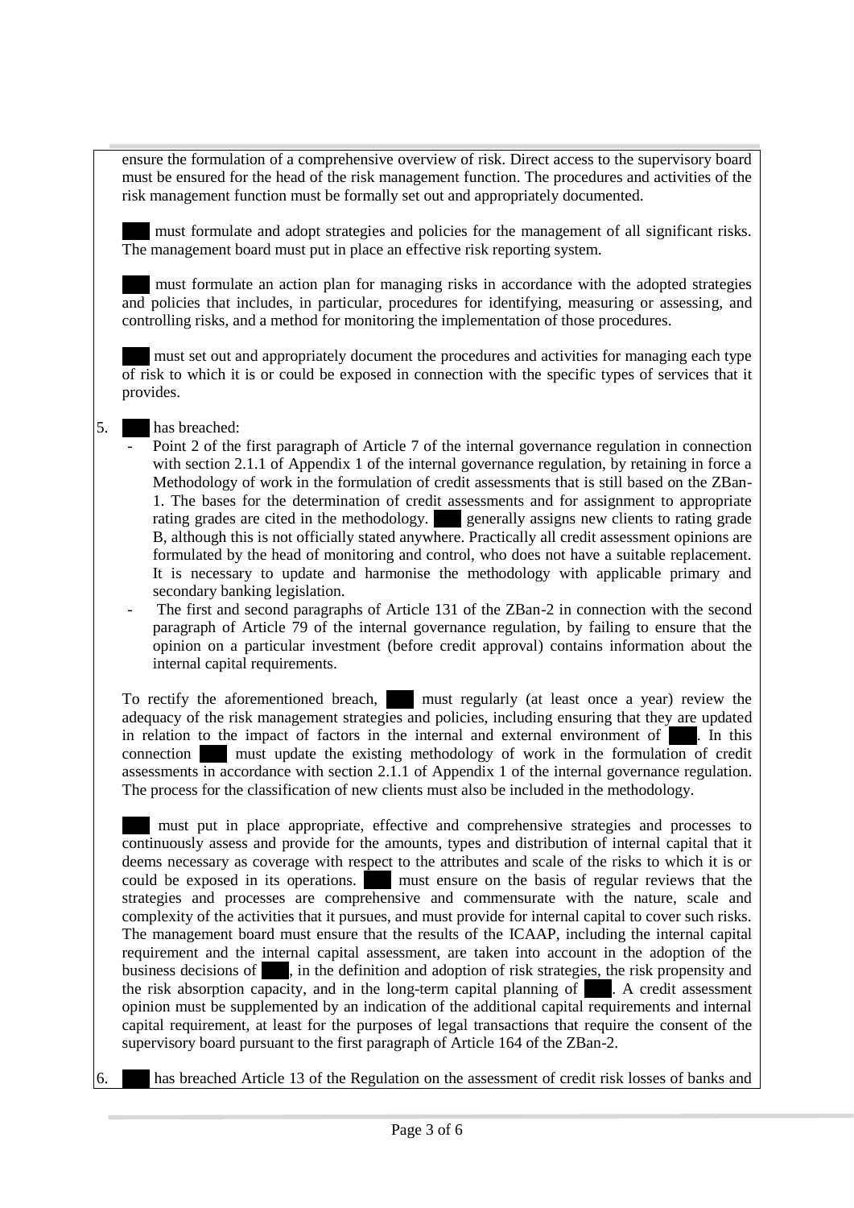ensure the formulation of a comprehensive overview of risk. Direct access to the supervisory board must be ensured for the head of the risk management function. The procedures and activities of the risk management function must be formally set out and appropriately documented.

███ must formulate and adopt strategies and policies for the management of all significant risks. The management board must put in place an effective risk reporting system.

███ must formulate an action plan for managing risks in accordance with the adopted strategies and policies that includes, in particular, procedures for identifying, measuring or assessing, and controlling risks, and a method for monitoring the implementation of those procedures.

███ must set out and appropriately document the procedures and activities for managing each type of risk to which it is or could be exposed in connection with the specific types of services that it provides.

5. ███ has breached:
   - Point 2 of the first paragraph of Article 7 of the internal governance regulation in connection with section 2.1.1 of Appendix 1 of the internal governance regulation, by retaining in force a Methodology of work in the formulation of credit assessments that is still based on the ZBan-1. The bases for the determination of credit assessments and for assignment to appropriate rating grades are cited in the methodology. ███ generally assigns new clients to rating grade B, although this is not officially stated anywhere. Practically all credit assessment opinions are formulated by the head of monitoring and control, who does not have a suitable replacement. It is necessary to update and harmonise the methodology with applicable primary and secondary banking legislation.
   - The first and second paragraphs of Article 131 of the ZBan-2 in connection with the second paragraph of Article 79 of the internal governance regulation, by failing to ensure that the opinion on a particular investment (before credit approval) contains information about the internal capital requirements.

   To rectify the aforementioned breach, ███ must regularly (at least once a year) review the adequacy of the risk management strategies and policies, including ensuring that they are updated in relation to the impact of factors in the internal and external environment of ███. In this connection ███ must update the existing methodology of work in the formulation of credit assessments in accordance with section 2.1.1 of Appendix 1 of the internal governance regulation. The process for the classification of new clients must also be included in the methodology.

   ███ must put in place appropriate, effective and comprehensive strategies and processes to continuously assess and provide for the amounts, types and distribution of internal capital that it deems necessary as coverage with respect to the attributes and scale of the risks to which it is or could be exposed in its operations. ███ must ensure on the basis of regular reviews that the strategies and processes are comprehensive and commensurate with the nature, scale and complexity of the activities that it pursues, and must provide for internal capital to cover such risks. The management board must ensure that the results of the ICAAP, including the internal capital requirement and the internal capital assessment, are taken into account in the adoption of the business decisions of ███, in the definition and adoption of risk strategies, the risk propensity and the risk absorption capacity, and in the long-term capital planning of ███. A credit assessment opinion must be supplemented by an indication of the additional capital requirements and internal capital requirement, at least for the purposes of legal transactions that require the consent of the supervisory board pursuant to the first paragraph of Article 164 of the ZBan-2.

6. ███ has breached Article 13 of the Regulation on the assessment of credit risk losses of banks and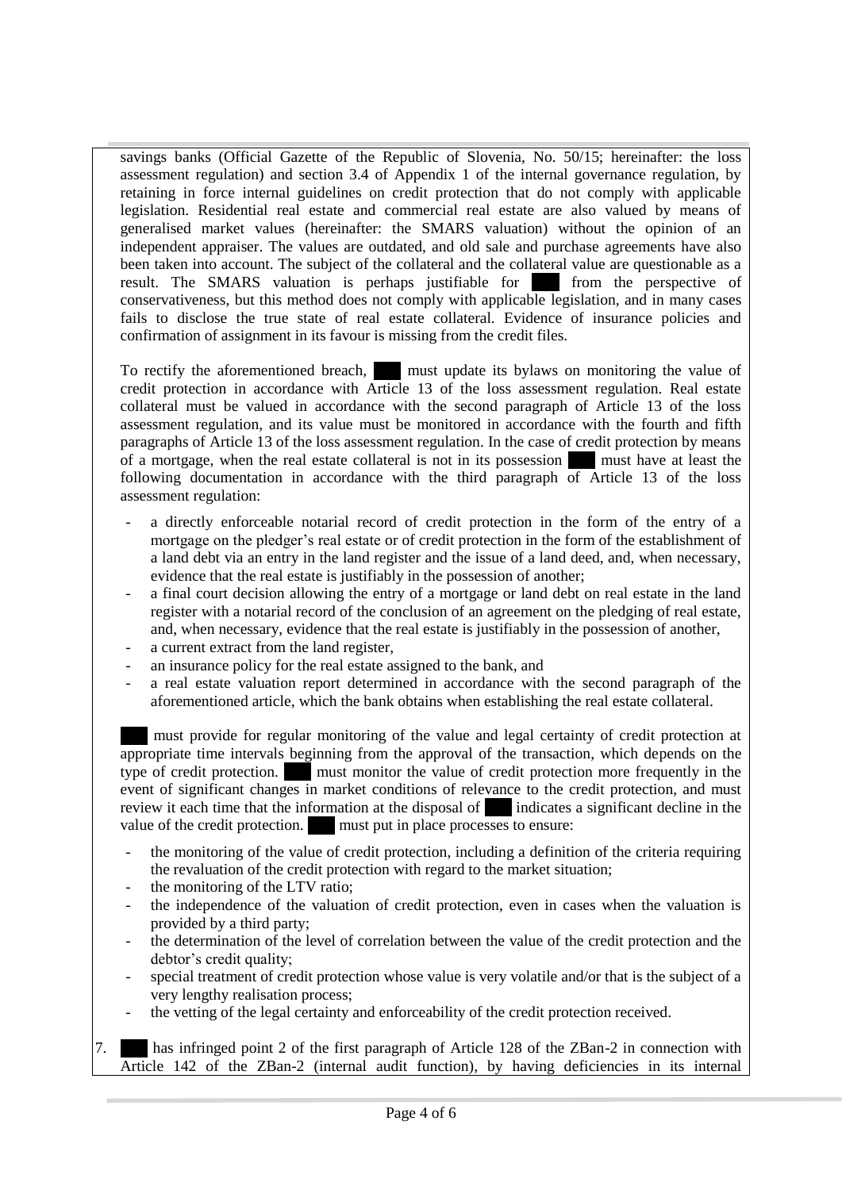savings banks (Official Gazette of the Republic of Slovenia, No. 50/15; hereinafter: the loss assessment regulation) and section 3.4 of Appendix 1 of the internal governance regulation, by retaining in force internal guidelines on credit protection that do not comply with applicable legislation. Residential real estate and commercial real estate are also valued by means of generalised market values (hereinafter: the SMARS valuation) without the opinion of an independent appraiser. The values are outdated, and old sale and purchase agreements have also been taken into account. The subject of the collateral and the collateral value are questionable as a result. The SMARS valuation is perhaps justifiable for ███ from the perspective of conservativeness, but this method does not comply with applicable legislation, and in many cases fails to disclose the true state of real estate collateral. Evidence of insurance policies and confirmation of assignment in its favour is missing from the credit files.

To rectify the aforementioned breach, ███ must update its bylaws on monitoring the value of credit protection in accordance with Article 13 of the loss assessment regulation. Real estate collateral must be valued in accordance with the second paragraph of Article 13 of the loss assessment regulation, and its value must be monitored in accordance with the fourth and fifth paragraphs of Article 13 of the loss assessment regulation. In the case of credit protection by means of a mortgage, when the real estate collateral is not in its possession ███ must have at least the following documentation in accordance with the third paragraph of Article 13 of the loss assessment regulation:

- a directly enforceable notarial record of credit protection in the form of the entry of a mortgage on the pledger's real estate or of credit protection in the form of the establishment of a land debt via an entry in the land register and the issue of a land deed, and, when necessary, evidence that the real estate is justifiably in the possession of another;
- a final court decision allowing the entry of a mortgage or land debt on real estate in the land register with a notarial record of the conclusion of an agreement on the pledging of real estate, and, when necessary, evidence that the real estate is justifiably in the possession of another,
- a current extract from the land register,
- an insurance policy for the real estate assigned to the bank, and
- a real estate valuation report determined in accordance with the second paragraph of the aforementioned article, which the bank obtains when establishing the real estate collateral.

███ must provide for regular monitoring of the value and legal certainty of credit protection at appropriate time intervals beginning from the approval of the transaction, which depends on the type of credit protection. ███ must monitor the value of credit protection more frequently in the event of significant changes in market conditions of relevance to the credit protection, and must review it each time that the information at the disposal of ███ indicates a significant decline in the value of the credit protection. ███ must put in place processes to ensure:

- the monitoring of the value of credit protection, including a definition of the criteria requiring the revaluation of the credit protection with regard to the market situation;
- the monitoring of the LTV ratio;
- the independence of the valuation of credit protection, even in cases when the valuation is provided by a third party;
- the determination of the level of correlation between the value of the credit protection and the debtor's credit quality;
- special treatment of credit protection whose value is very volatile and/or that is the subject of a very lengthy realisation process;
- the vetting of the legal certainty and enforceability of the credit protection received.

7. ███ has infringed point 2 of the first paragraph of Article 128 of the ZBan-2 in connection with Article 142 of the ZBan-2 (internal audit function), by having deficiencies in its internal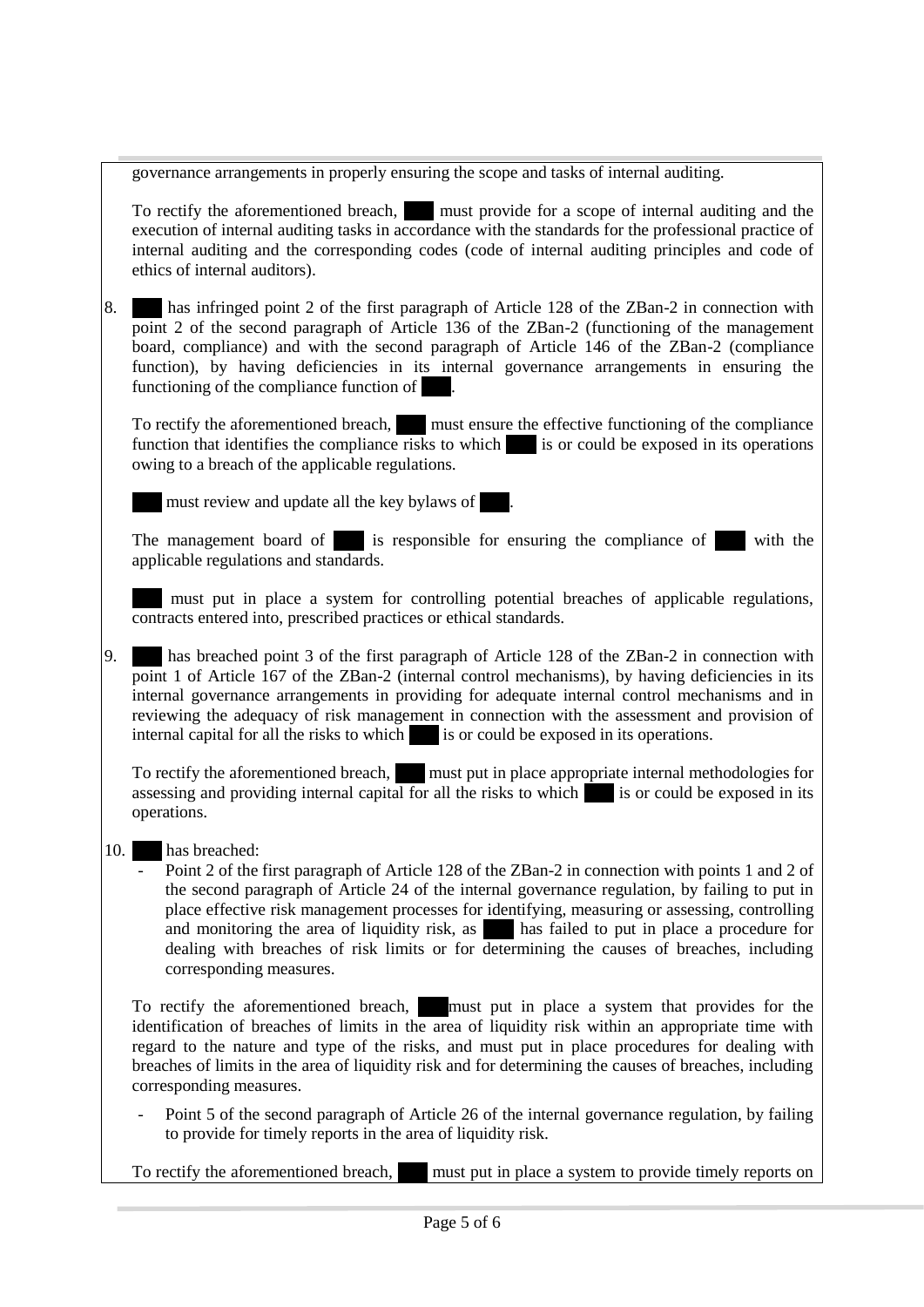governance arrangements in properly ensuring the scope and tasks of internal auditing.

To rectify the aforementioned breach, ███ must provide for a scope of internal auditing and the execution of internal auditing tasks in accordance with the standards for the professional practice of internal auditing and the corresponding codes (code of internal auditing principles and code of ethics of internal auditors).

8. ███ has infringed point 2 of the first paragraph of Article 128 of the ZBan-2 in connection with point 2 of the second paragraph of Article 136 of the ZBan-2 (functioning of the management board, compliance) and with the second paragraph of Article 146 of the ZBan-2 (compliance function), by having deficiencies in its internal governance arrangements in ensuring the functioning of the compliance function of ███.

   To rectify the aforementioned breach, ███ must ensure the effective functioning of the compliance function that identifies the compliance risks to which ███ is or could be exposed in its operations owing to a breach of the applicable regulations.

   ███ must review and update all the key bylaws of ███.

   The management board of ███ is responsible for ensuring the compliance of ███ with the applicable regulations and standards.

   ███ must put in place a system for controlling potential breaches of applicable regulations, contracts entered into, prescribed practices or ethical standards.

9. ███ has breached point 3 of the first paragraph of Article 128 of the ZBan-2 in connection with point 1 of Article 167 of the ZBan-2 (internal control mechanisms), by having deficiencies in its internal governance arrangements in providing for adequate internal control mechanisms and in reviewing the adequacy of risk management in connection with the assessment and provision of internal capital for all the risks to which ███ is or could be exposed in its operations.

   To rectify the aforementioned breach, ███ must put in place appropriate internal methodologies for assessing and providing internal capital for all the risks to which ███ is or could be exposed in its operations.

10. ███ has breached:
    - Point 2 of the first paragraph of Article 128 of the ZBan-2 in connection with points 1 and 2 of the second paragraph of Article 24 of the internal governance regulation, by failing to put in place effective risk management processes for identifying, measuring or assessing, controlling and monitoring the area of liquidity risk, as ███ has failed to put in place a procedure for dealing with breaches of risk limits or for determining the causes of breaches, including corresponding measures.

    To rectify the aforementioned breach, ███ must put in place a system that provides for the identification of breaches of limits in the area of liquidity risk within an appropriate time with regard to the nature and type of the risks, and must put in place procedures for dealing with breaches of limits in the area of liquidity risk and for determining the causes of breaches, including corresponding measures.

    - Point 5 of the second paragraph of Article 26 of the internal governance regulation, by failing to provide for timely reports in the area of liquidity risk.

    To rectify the aforementioned breach, ███ must put in place a system to provide timely reports on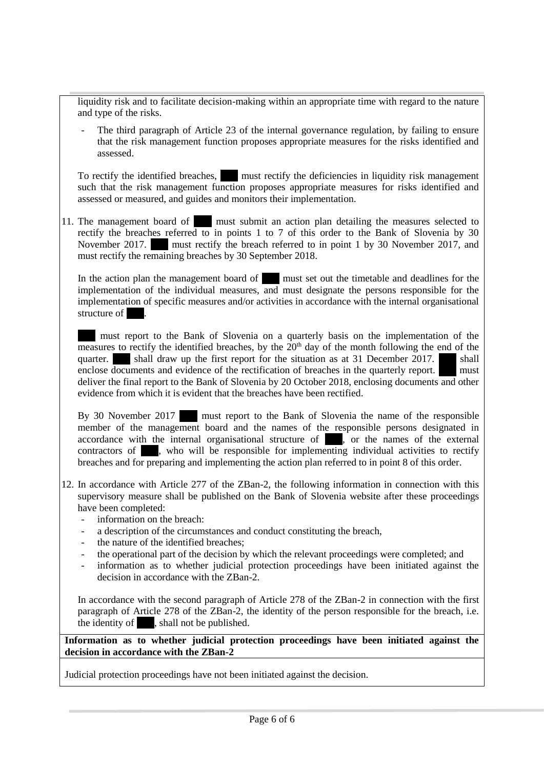liquidity risk and to facilitate decision-making within an appropriate time with regard to the nature and type of the risks.

- The third paragraph of Article 23 of the internal governance regulation, by failing to ensure that the risk management function proposes appropriate measures for the risks identified and assessed.

To rectify the identified breaches, ███ must rectify the deficiencies in liquidity risk management such that the risk management function proposes appropriate measures for risks identified and assessed or measured, and guides and monitors their implementation.

11. The management board of ███ must submit an action plan detailing the measures selected to rectify the breaches referred to in points 1 to 7 of this order to the Bank of Slovenia by 30 November 2017. ███ must rectify the breach referred to in point 1 by 30 November 2017, and must rectify the remaining breaches by 30 September 2018.

    In the action plan the management board of ███ must set out the timetable and deadlines for the implementation of the individual measures, and must designate the persons responsible for the implementation of specific measures and/or activities in accordance with the internal organisational structure of ███.

    ███ must report to the Bank of Slovenia on a quarterly basis on the implementation of the measures to rectify the identified breaches, by the 20th day of the month following the end of the quarter. ███ shall draw up the first report for the situation as at 31 December 2017. ███ shall enclose documents and evidence of the rectification of breaches in the quarterly report. ███ must deliver the final report to the Bank of Slovenia by 20 October 2018, enclosing documents and other evidence from which it is evident that the breaches have been rectified.

    By 30 November 2017 ███ must report to the Bank of Slovenia the name of the responsible member of the management board and the names of the responsible persons designated in accordance with the internal organisational structure of ███, or the names of the external contractors of ███, who will be responsible for implementing individual activities to rectify breaches and for preparing and implementing the action plan referred to in point 8 of this order.

12. In accordance with Article 277 of the ZBan-2, the following information in connection with this supervisory measure shall be published on the Bank of Slovenia website after these proceedings have been completed:
    - information on the breach:
    - a description of the circumstances and conduct constituting the breach,
    - the nature of the identified breaches;
    - the operational part of the decision by which the relevant proceedings were completed; and
    - information as to whether judicial protection proceedings have been initiated against the decision in accordance with the ZBan-2.

    In accordance with the second paragraph of Article 278 of the ZBan-2 in connection with the first paragraph of Article 278 of the ZBan-2, the identity of the person responsible for the breach, i.e. the identity of ███, shall not be published.

**Information as to whether judicial protection proceedings have been initiated against the decision in accordance with the ZBan-2**

Judicial protection proceedings have not been initiated against the decision.